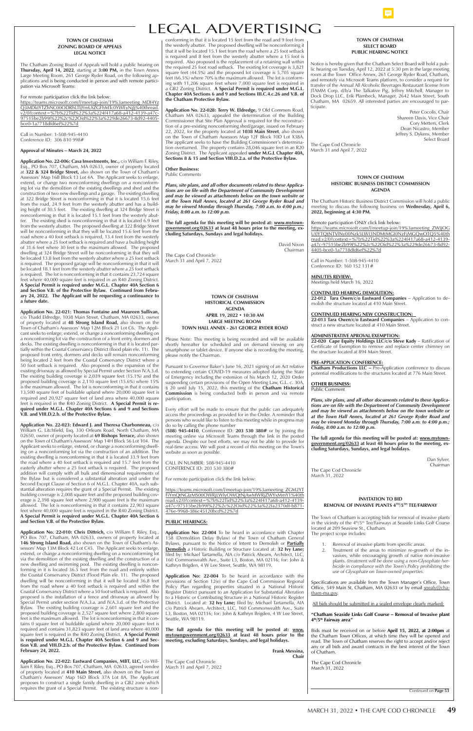# LEGAL ADVERTISING

## TOWN OF CHATHAM
## ZONING BOARD OF APPEALS
## LEGAL NOTICE

The Chatham Zoning Board of Appeals will hold a public hearing on **Thursday, April 14, 2022**, starting at **3:00 PM,** in the Town Annex Large Meeting Room, 261 George Ryder Road, on the following applications and is being conducted in person and with remote participation via Microsoft Teams:

For remote participation click the link below:
https://teams.microsoft.com/l/meetup-join/19%3ameeting_MDI4YzQ3MDktYTZhNC00ODRhLTljYmUtZGFhMTc0YWEyNjlj%40thread.v2/0?context=%7b%22Tid%22%3a%224f417a68-a412-4139-a47c-97515be2b99f%22%2c%22Oid%22%3a%229de26673-8d92-4405-bce0-1a7718dfd6ef%22%7d

Call in Number: 1-508-945-4410
Conference ID: 306 810 998#

**Approval of Minutes – March 24, 2022**

**Application No. 22-006: Casa Investments, Inc.,** c/o William F. Riley, Esq., PO Box 707, Chatham, MA 02633, owner of property located at **322 & 324 Bridge Street,** also shown on the Town of Chatham's Assessors' Map 16B Block 13 Lot 4A. The Applicant seeks to enlarge, extend, or change two nonconforming dwellings on a nonconforming lot via the demolition of the existing dwellings and shed and the construction of two new dwellings and a garage. The existing dwelling at 322 Bridge Street is nonconforming in that it is located 15.6 feet from the road and 24.9 feet from the westerly abutter and has a building height of 30.5 feet. The existing dwelling at 324 Bridge Street is nonconforming in that it is located 15.1 feet from the westerly abutter. The existing shed is nonconforming in that it is located 6.9 feet from the westerly abutter. The proposed dwelling at 322 Bridge Street will be nonconforming in that they will be located 15.6 feet from the road where a 40 foot setback is required, 13.4 feet from the westerly abutter where a 25 foot setback is required and have a building height of 31.6 feet where 30 feet is the maximum allowed. The proposed dwelling at 324 Bridge Street will be nonconforming in that they will be located 13.8 feet from the westerly abutter where a 25 foot setback is required. The proposed garage will be nonconforming in that it will be located 18.1 feet from the westerly abutter where a 25 foot setback is required. The lot is nonconforming in that it contains 23,724 square feet where 40,000 square feet is required in an R40 Zoning District. **A Special Permit is required under M.G.L. Chapter 40A Section 6 and Section V.B. of the Protective Bylaw. Continued from February 24, 2022. The Applicant will be requesting a continuance to a future date.**

**Application No. 22-021: Thomas Fontaine and Maureen Sullivan,** c/o Thadd Eldredge, 1038 Main Street, Chatham, MA 02633, owner of property located at **48 Strong Island Road,** also shown on the Town of Chatham's Assessors' Map 12M Block 21 Lot C6. The Applicant seeks to enlarge, extend, or change a nonconforming dwelling on a nonconforming lot via the construction of a front entry, dormers and decks. The existing dwelling is nonconforming in that it is located partially within the Coastal Conservancy District (flood plain ele. 11). The proposed front entry, dormers and decks will remain nonconforming being located 2 feet from the Coastal Conservancy District where a 50 foot setback is required. Also proposed is the expansion of the existing driveway as allowed by Special Permit under Section IV.A.3.d. The existing building coverage is 2,039 square feet (15.1%) and the proposed building coverage is 2,110 square feet (15.6%) where 15% is the maximum allowed. The lot is nonconforming in that it contains 13,500 square feet of buildable upland where 20,000 square feet is required and 20,927 square feet of land area where 40,000 square feet is required in the R40 Zoning District. **A Special Permit is required under M.G.L. Chapter 40A Sections 6 and 9 and Sections V.B. and VIII.D.2.b. of the Protective Bylaw.**

**Application No. 22-023: Edward J. and Theresa Charbonneau,** c/o William G. Litchfield, Esq, 330 Orleans Road, North Chatham, MA 02650, owner of property located at **69 Bishops Terrace,** also shown on the Town of Chatham's Assessors' Map 14H Block 56 Lot 104. The Applicant seeks to enlarge, extend, or change a nonconforming dwelling on a nonconforming lot via the construction of an addition. The existing dwelling is nonconforming in that it is located 33.9 feet from the road where a 40 foot setback is required and 15.7 feet from the easterly abutter where a 25 foot setback is required. The proposed addition will comply with all bulk and dimensional requirements of the Bylaw but is considered a substantial alteration and under the Second Except Clause of Section 6 of M.G.L. Chapter 40A, such substantial alteration requires the grant of a Special Permit. The existing building coverage is 2,008 square feet and the proposed building coverage is 2,398 square feet where 2,900 square feet is the maximum allowed. The lot is nonconforming in that it contains 22,903 square feet where 40,000 square feet is required in the R40 Zoning District. **A Special Permit is required under M.G.L. Chapter 40A Section 6 and Section V.B. of the Protective Bylaw.**

**Application No. 22-010: Chris Dittrich,** c/o William F. Riley, Esq., PO Box 707, Chatham, MA 02633, owners of property located at **146 Strong Island Road,** also shown on the Town of Chatham's Assessors' Map 13M Block 42 Lot C45. The Applicant seeks to enlarge, extend, or change a nonconforming dwelling on a nonconforming lot via the demolition of the existing dwelling and the construction of a new dwelling and swimming pool. The existing dwelling is nonconforming in that it is located 36.5 feet from the road and entirely within the Coastal Conservancy District (Flood Plain ele. 11). The proposed dwelling will be nonconforming in that it will be located 36.8 feet from the road where a 40 foot setback is required and within the Coastal Conservancy District where a 50 foot setback is required. Also proposed is the installation of a fence and driveway as allowed by Special Permit under Section IV.A.3.a. and IV.A.3.d. of the Protective Bylaw. The existing building coverage is 2,601 square feet and the proposed building coverage is 2,527 square feet where 2,800 square feet is the maximum allowed. The lot is nonconforming in that it contains 0 square feet of buildable upland where 20,000 square feet is required and contains 31,823 square feet of land area where 40,000 square feet is required in the R40 Zoning District. **A Special Permit is required under M.G.L. Chapter 40A Section 6 and Section V.B. and VIII.D.2.b. of the Protective Bylaw. Continued from February 24, 2022.**

**Application No. 22-022: Eastward Companies, MBT, LLC,** c/o William F. Riley, Esq., PO Box 707, Chatham, MA 02633, agreed vendee of property located at **410 Main Street,** also shown on the Town of Chatham's Assessors' Map 16D Block 37A Lot 8A. The Applicant proposes to construct a single family dwelling in a GB2 zone which requires the grant of a Special Permit. The existing structure is nonconforming in that it is located 15 feet from the road and 9 feet from the westerly abutter. The proposed dwelling will be nonconforming it that it will be located 15.1 feet from the road where a 25 foot setback is required and 8 feet from the westerly abutter where a 15 foot is required. Also proposed is the replacement of a retaining wall within the required 25 foot road setback. The existing lot coverage is 3,821 square feet (44.5%) and the proposed lot coverage is 5,705 square feet (66.5%) where 70% is the maximum allowed. The lot is conforming with 11,206 square feet where 7,000 square feet is required in a GB2 Zoning District. **A Special Permit is required under M.G.L. Chapter 40A Sections 6 and 9 and Sections III.C.4.c.26 and V.B. of the Chatham Protective Bylaw.**

**Application No. 22-028: Terry W. Eldredge,** 9 Old Commers Road, Chatham MA 02633, appealed the determination of the Building Commissioner that Site Plan Approval is required for the reconstruction of a pre-existing nonconforming shed/garage, issued on February 22, 2022, for the property located at **1038 Main Street**, also shown on the Town of Chatham Assessors Map 12F Block 10D Lot X38A. The applicant seeks to have the Building Commissioner's determination overturned. The property contains 28,046 square feet in an R20 Zoning District. The Applicant appealed **under M.G.L Chapter 40A, Sections 8 & 15 and Section VIII.D.2.a. of the Protective Bylaw.**

**Other Business:**
Public Comments

***Plans, site plans, and all other documents related to these Applications are on file with the Department of Community Development and may be viewed as attachments below on the town website or at the Town Hall Annex, located at 261 George Ryder Road and may be viewed Monday through Thursday, 7:00 a.m. to 4:00 p.m.; Friday, 8:00 a.m. to 12:00 p.m.***

**The full agenda for this meeting will be posted at: www.mytown-government.org/02633 at least 48 hours prior to the meeting, excluding Saturdays, Sundays and legal holidays.**

David Nixon
Chairman

The Cape Cod Chronicle
March 31 and April 7, 2022

## TOWN OF CHATHAM
## HISTORICAL COMMISSION
## AGENDA
## APRIL 19, 2022 • 10:30 AM
## LARGE MEETING ROOM
## TOWN HALL ANNEX - 261 GEORGE RYDER ROAD

Please Note: This meeting is being recorded and will be available shortly hereafter for scheduled and on demand viewing on any smartphone or tablet device. If anyone else is recording the meeting, please notify the Chairman.

Pursuant to Governor Baker's June 16, 2021 signing of an Act relative to extending certain COVID-19 measures adopted during the State of Emergency including the extension of his March 12, 2020 Order suspending certain provisions of the Open Meeting Law, G.L. c. 30A, § 20 until July 15, 2022, this meeting of the **Chatham Historical Commission** is being conducted both in person and via remote participation.

Every effort will be made to ensure that the public can adequately access the proceedings as provided for in the Order. A reminder that persons who would like to listen to this meeting while in progress may do so by calling the phone number
(**508) 945-4410**, Conference ID: **203 530 380#** or by joining the meeting online via Microsoft Teams through the link in the posted agenda. Despite our best efforts, we may not be able to provide for real-time access. We will post a record of this meeting on the Town's website as soon as possible.

CALL IN NUMBER: 508-945-4410
CONFERENCE ID: 203 530 380#

For remote participation click the link below:

https://teams.microsoft.com/l/meetup-join/19%3ameeting_ZGM2YTFiYmQtNGIzMS00OWRjLWIyOWQtNjAwMWRjZWYxMmY1%40thread.v2/0?context=%7b%22Tid%22%3a%224f417a68-a412-4139-a47c-97515be2b99f%22%2c%22Oid%22%3a%22fa2370df-b871-476e-9968-386c45120bcd%22%7d

**PUBLIC HEARINGS:**

**Application No: 22-004** To be heard in accordance with Chapter 158 (Demolition Delay Bylaw) of the Town of Chatham General Bylaws, pursuant to the Notice of Intent to Demolish or **Partially Demolish** a Historic Building or Structure Located at: **32 Ivy Lane;** filed by: Michael Tartamella, AIA c/o Patrick Ahearn, Architect, LLC, 160 Commonwealth Ave., Suite L3, Boston, MA 02116; for: John & Kathryn Brigden, 4 W Lee Street, Seattle, WA 98119.

**Application No: 22-004** To be heard in accordance with the provisions of Section 12(e) of the Cape Cod Commission Regional Policy Plan regarding properties situated in a National Historic Register District pursuant to an Application for Substantial Alteration to a Historic or Contributing Structure in a National Historic Register District. Located at: **32 Ivy Lane;** filed by: Michael Tartamella, AIA c/o Patrick Ahearn, Architect, LLC, 160 Commonwealth Ave., Suite L3, Boston, MA 02116; for: John & Kathryn Brigden, 4 W Lee Street, Seattle, WA 98119.

**The full agenda for this meeting will be posted at: www.mytowngovernment.org/02633 at least 48 hours prior to the meeting, excluding Saturdays, Sundays, and legal holidays.**

**Frank Messina,**
**Chair**

The Cape Cod Chronicle
March 31 and April 7, 2022

## TOWN OF CHATHAM
## SELECT BOARD
## PUBLIC HEARING NOTICE

Notice is hereby given that the Chatham Select Board will hold a public hearing on Tuesday, April 12, 2022 at 5:30 pm in the large meeting room at the Town Office Annex, 261 George Ryder Road, Chatham, and remotely via Microsoft Teams platform, to consider a request for transfer of the Annual All Alcoholic Beverages Restaurant license from JTAMM Corp. d/b/a The Talkative Pig, Jeffrey Mitchell, Manager to Dock Drop LLC, Erik Plambeck, Manager, 2642 Main Street, South Chatham, MA 02659. All interested parties are encouraged to participate.

Peter Cocolis, Chair
Shareen Davis, Vice Chair
Cory Metters, Clerk
Dean Nicastro, Member
Jeffrey S. Dykens, Member
Select Board

The Cape Cod Chronicle
March 31 and April 7, 2022

## TOWN OF CHATHAM
## HISTORIC BUSINESS DISTRICT COMMISSION
## AGENDA

The Chatham Historic Business District Commission will hold a public meeting to discuss the following business on **Wednesday, April 6, 2022, beginning at 4:30 PM.**

Remote participation ONLY click link below:
https://teams.microsoft.com/l/meetup-join/19%3ameeting_ZWJjOGU0YTQtNTVlNy00Nzk5LWI3NDMtMGI0NzFjMGQwOTQ5%40thread.v2/0?context=%7b%22Tid%22%3a%224f417a68-a412-4139-a47c-97515be2b99f%22%2c%22Oid%22%3a%229de26673-8d92-4405-bce0-1a7718dfd6ef%22%7d

Call in Number: 1-508-945-4410
Conference ID: 160 152 131#

**MINUTES REVIEW:**
Meetings held March 16, 2022

**CONTINUED HEARING DEMOLITION:**
**22-012 Tara Owen/c/o Eastward Companies** – Application to demolish the structure located at 410 Main Street.

**CONTINUED HEARING NEW CONSTRUCTION:**
**22-013 Tara Owen/c/o Eastward Companies** – Application to construct a new structure located at 410 Main Street.

**ADMINISTRATIVE APROVAL/EXEMPTION:**
**22-020 Cape Equity Holdings LLC/c/o Steve Kady** – Ratification of Certificate of Exemption to remove and replace center chimney on the structure located at 894 Main Street.

**PRE-APPLICATION CONFERENCE:**
**Chatham Productions LLC –** Pre-Application conference to discuss potential modifications to the structures located at 776 Main Street.

**OTHER BUSINESS:**
Public Comment

***Plans, site plans, and all other documents related to these Applications are on file with the Department of Community Development and may be viewed as attachments below on the town website or at the Town Hall Annex, located at 261 George Ryder Road and may be viewed Monday through Thursday, 7:00 a.m. to 4:00 p.m.; Friday, 8:00 a.m. to 12:00 p.m.***

**The full agenda for this meeting will be posted at: www.mytown-government.org/02633 at least 48 hours prior to the meeting, excluding Saturdays, Sundays, and legal holidays.**

Dan Sylver,
Chairman

The Cape Cod Chronicle
March 31, 2022

## INVITATION TO BID
## REMOVAL OF INVASIVE PLANTS 4TH/5TH TEE/FAIRWAY

The Town of Chatham is accepting bids for removal of invasive plants in the vicinity of the 4th/5th Tee/Fairways at Seaside Links Golf Course located at 209 Seaview St., Chatham.
The project scope includes:

1. Removal of invasive plants from specific areas.
2. Treatment of the areas to minimize re-growth of the invasives, while encouraging growth of native non-invasive plants. *(treatment will be done using a non-Glysophate herbicide in compliance with the Town's Policy prohibiting the use of Glysophate on Town-owned properties.*

Specifications are available from the Town Manager's Office, Town Office, 549 Main St, Chatham, MA 02633 or by email snealy@chatham-ma.gov.

All bids should be submitted in a sealed envelope clearly marked:

**"Chatham Seaside Links Golf Course – Removal of Invasive plant 4th/5th Fairway area"**

Bids must be received on or before **April 15, 2022, at 2:00pm** at the Chatham Town Offices, at which time they will be opened and read. The Town of Chatham reserves the right to accept and/or reject any or all bids and award contracts in the best interest of the Town of Chatham.

The Cape Cod Chronicle
March 31, 2022

Continued on **Page 53**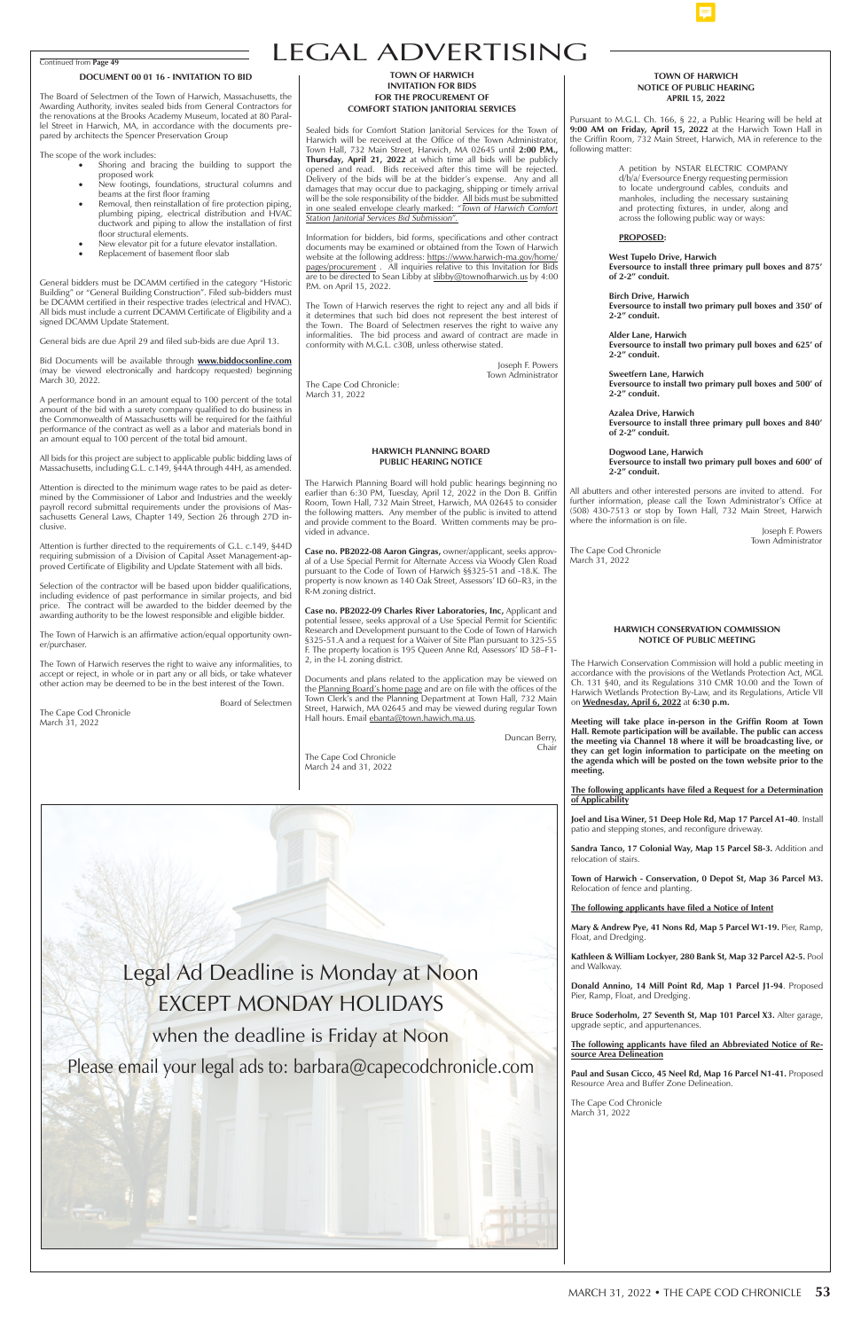Continued from **Page 49**

# LEGAL ADVERTISING

### DOCUMENT 00 01 16 - INVITATION TO BID

The Board of Selectmen of the Town of Harwich, Massachusetts, the Awarding Authority, invites sealed bids from General Contractors for the renovations at the Brooks Academy Museum, located at 80 Parallel Street in Harwich, MA, in accordance with the documents prepared by architects the Spencer Preservation Group

The scope of the work includes:

- Shoring and bracing the building to support the proposed work
- New footings, foundations, structural columns and beams at the first floor framing
- Removal, then reinstallation of fire protection piping, plumbing piping, electrical distribution and HVAC ductwork and piping to allow the installation of first floor structural elements.
- New elevator pit for a future elevator installation.
- Replacement of basement floor slab

General bidders must be DCAMM certified in the category "Historic Building" or "General Building Construction". Filed sub-bidders must be DCAMM certified in their respective trades (electrical and HVAC). All bids must include a current DCAMM Certificate of Eligibility and a signed DCAMM Update Statement.

General bids are due April 29 and filed sub-bids are due April 13.

Bid Documents will be available through **www.biddocsonline.com** (may be viewed electronically and hardcopy requested) beginning March 30, 2022.

A performance bond in an amount equal to 100 percent of the total amount of the bid with a surety company qualified to do business in the Commonwealth of Massachusetts will be required for the faithful performance of the contract as well as a labor and materials bond in an amount equal to 100 percent of the total bid amount.

All bids for this project are subject to applicable public bidding laws of Massachusetts, including G.L. c.149, §44A through 44H, as amended.

Attention is directed to the minimum wage rates to be paid as determined by the Commissioner of Labor and Industries and the weekly payroll record submittal requirements under the provisions of Massachusetts General Laws, Chapter 149, Section 26 through 27D inclusive.

Attention is further directed to the requirements of G.L. c.149, §44D requiring submission of a Division of Capital Asset Management-approved Certificate of Eligibility and Update Statement with all bids.

Selection of the contractor will be based upon bidder qualifications, including evidence of past performance in similar projects, and bid price. The contract will be awarded to the bidder deemed by the awarding authority to be the lowest responsible and eligible bidder.

The Town of Harwich is an affirmative action/equal opportunity owner/purchaser.

The Town of Harwich reserves the right to waive any informalities, to accept or reject, in whole or in part any or all bids, or take whatever other action may be deemed to be in the best interest of the Town.

Board of Selectmen

The Cape Cod Chronicle
March 31, 2022

### TOWN OF HARWICH INVITATION FOR BIDS FOR THE PROCUREMENT OF COMFORT STATION JANITORIAL SERVICES

Sealed bids for Comfort Station Janitorial Services for the Town of Harwich will be received at the Office of the Town Administrator, Town Hall, 732 Main Street, Harwich, MA 02645 until **2:00 P.M., Thursday, April 21, 2022** at which time all bids will be publicly opened and read. Bids received after this time will be rejected. Delivery of the bids will be at the bidder's expense. Any and all damages that may occur due to packaging, shipping or timely arrival will be the sole responsibility of the bidder. All bids must be submitted in one sealed envelope clearly marked: *"Town of Harwich Comfort Station Janitorial Services Bid Submission".*

Information for bidders, bid forms, specifications and other contract documents may be examined or obtained from the Town of Harwich website at the following address: https://www.harwich-ma.gov/home/pages/procurement . All inquiries relative to this Invitation for Bids are to be directed to Sean Libby at slibby@townofharwich.us by 4:00 P.M. on April 15, 2022.

The Town of Harwich reserves the right to reject any and all bids if it determines that such bid does not represent the best interest of the Town. The Board of Selectmen reserves the right to waive any informalities. The bid process and award of contract are made in conformity with M.G.L. c30B, unless otherwise stated.

Joseph F. Powers
Town Administrator

The Cape Cod Chronicle:
March 31, 2022

### HARWICH PLANNING BOARD PUBLIC HEARING NOTICE

The Harwich Planning Board will hold public hearings beginning no earlier than 6:30 PM, Tuesday, April 12, 2022 in the Don B. Griffin Room, Town Hall, 732 Main Street, Harwich, MA 02645 to consider the following matters. Any member of the public is invited to attend and provide comment to the Board. Written comments may be provided in advance.

**Case no. PB2022-08 Aaron Gingras,** owner/applicant, seeks approval of a Use Special Permit for Alternate Access via Woody Glen Road pursuant to the Code of Town of Harwich §§325-51 and -18.K. The property is now known as 140 Oak Street, Assessors' ID 60–R3, in the R-M zoning district.

**Case no. PB2022-09 Charles River Laboratories, Inc,** Applicant and potential lessee, seeks approval of a Use Special Permit for Scientific Research and Development pursuant to the Code of Town of Harwich §325-51.A and a request for a Waiver of Site Plan pursuant to 325-55 F. The property location is 195 Queen Anne Rd, Assessors' ID 58–F1-2, in the I-L zoning district.

Documents and plans related to the application may be viewed on the Planning Board's home page and are on file with the offices of the Town Clerk's and the Planning Department at Town Hall, 732 Main Street, Harwich, MA 02645 and may be viewed during regular Town Hall hours. Email ebanta@town.hawich.ma.us.

Duncan Berry,
Chair

The Cape Cod Chronicle
March 24 and 31, 2022

### TOWN OF HARWICH NOTICE OF PUBLIC HEARING APRIL 15, 2022

Pursuant to M.G.L. Ch. 166, § 22, a Public Hearing will be held at **9:00 AM on Friday, April 15, 2022** at the Harwich Town Hall in the Griffin Room, 732 Main Street, Harwich, MA in reference to the following matter:

A petition by NSTAR ELECTRIC COMPANY d/b/a/ Eversource Energy requesting permission to locate underground cables, conduits and manholes, including the necessary sustaining and protecting fixtures, in under, along and across the following public way or ways:

**PROPOSED:**

**West Tupelo Drive, Harwich**
**Eversource to install three primary pull boxes and 875' of 2-2" conduit.**

**Birch Drive, Harwich**
**Eversource to install two primary pull boxes and 350' of 2-2" conduit.**

**Alder Lane, Harwich**
**Eversource to install two primary pull boxes and 625' of 2-2" conduit.**

**Sweetfern Lane, Harwich**
**Eversource to install two primary pull boxes and 500' of 2-2" conduit.**

**Azalea Drive, Harwich**
**Eversource to install three primary pull boxes and 840' of 2-2" conduit.**

**Dogwood Lane, Harwich**
**Eversource to install two primary pull boxes and 600' of 2-2" conduit.**

All abutters and other interested persons are invited to attend. For further information, please call the Town Administrator's Office at (508) 430-7513 or stop by Town Hall, 732 Main Street, Harwich where the information is on file.

Joseph F. Powers
Town Administrator

The Cape Cod Chronicle
March 31, 2022

### HARWICH CONSERVATION COMMISSION NOTICE OF PUBLIC MEETING

The Harwich Conservation Commission will hold a public meeting in accordance with the provisions of the Wetlands Protection Act, MGL Ch. 131 §40, and its Regulations 310 CMR 10.00 and the Town of Harwich Wetlands Protection By-Law, and its Regulations, Article VII on **Wednesday, April 6, 2022** at **6:30 p.m.**

**Meeting will take place in-person in the Griffin Room at Town Hall. Remote participation will be available. The public can access the meeting via Channel 18 where it will be broadcasting live, or they can get login information to participate on the meeting on the agenda which will be posted on the town website prior to the meeting.**

**The following applicants have filed a Request for a Determination of Applicability**

**Joel and Lisa Winer, 51 Deep Hole Rd, Map 17 Parcel A1-40**. Install patio and stepping stones, and reconfigure driveway.

**Sandra Tanco, 17 Colonial Way, Map 15 Parcel S8-3.** Addition and relocation of stairs.

**Town of Harwich - Conservation, 0 Depot St, Map 36 Parcel M3.** Relocation of fence and planting.

**The following applicants have filed a Notice of Intent**

**Mary & Andrew Pye, 41 Nons Rd, Map 5 Parcel W1-19.** Pier, Ramp, Float, and Dredging.

**Kathleen & William Lockyer, 280 Bank St, Map 32 Parcel A2-5.** Pool and Walkway.

**Donald Annino, 14 Mill Point Rd, Map 1 Parcel J1-94**. Proposed Pier, Ramp, Float, and Dredging.

**Bruce Soderholm, 27 Seventh St, Map 101 Parcel X3.** Alter garage, upgrade septic, and appurtenances.

**The following applicants have filed an Abbreviated Notice of Resource Area Delineation**

**Paul and Susan Cicco, 45 Neel Rd, Map 16 Parcel N1-41.** Proposed Resource Area and Buffer Zone Delineation.

The Cape Cod Chronicle
March 31, 2022

Legal Ad Deadline is Monday at Noon
EXCEPT MONDAY HOLIDAYS
when the deadline is Friday at Noon
Please email your legal ads to: barbara@capecodchronicle.com